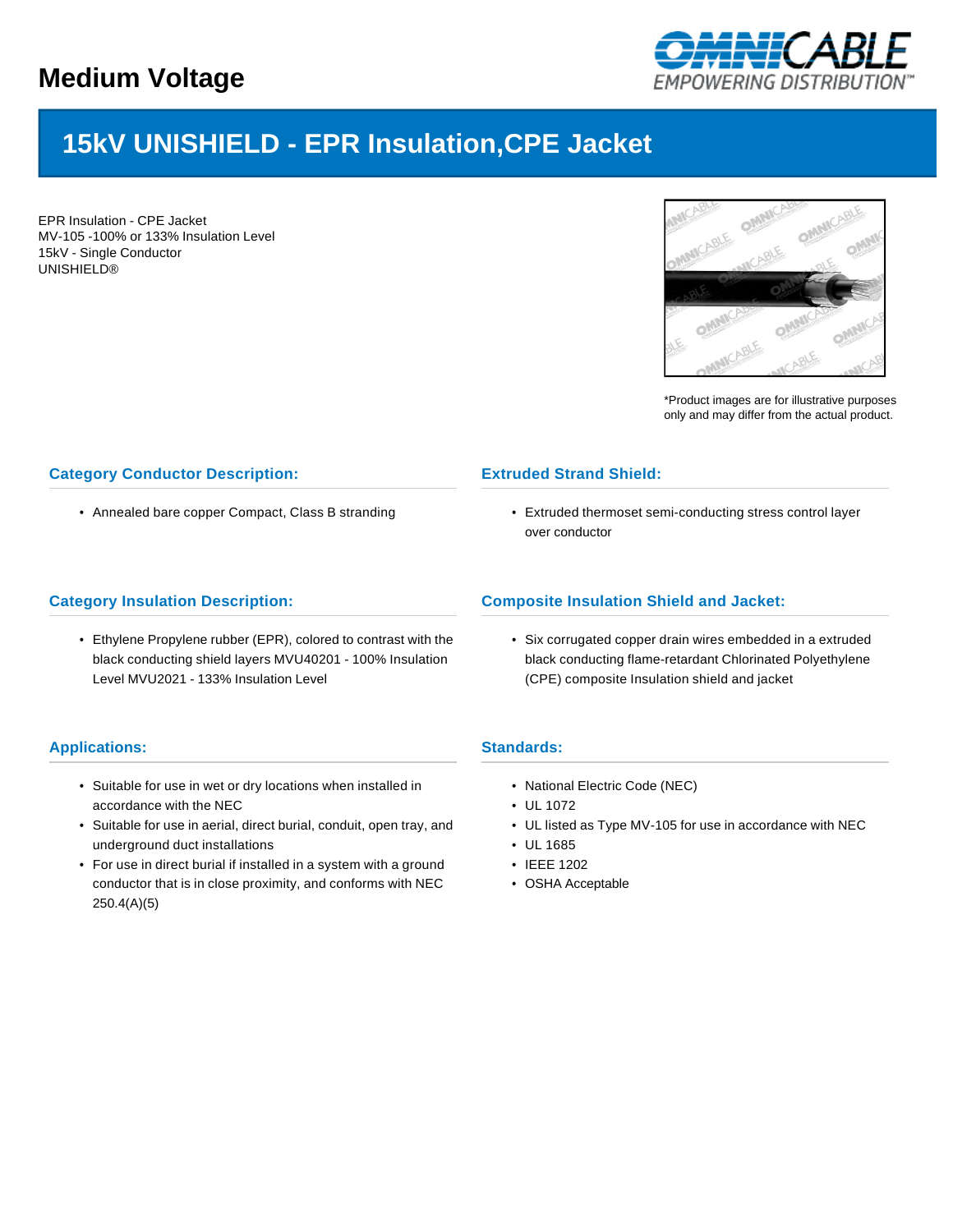# Medium Voltage

## 15kV UNISHIELD - EPR Insulation,CPE Jacket

EPR Insulation - CPE Jacket
MV-105 -100% or 133% Insulation Level
15kV - Single Conductor
UNISHIELD®

*Product images are for illustrative purposes only and may differ from the actual product.

### Category Conductor Description:

- Annealed bare copper Compact, Class B stranding

### Extruded Strand Shield:

- Extruded thermoset semi-conducting stress control layer over conductor

### Category Insulation Description:

- Ethylene Propylene rubber (EPR), colored to contrast with the black conducting shield layers MVU40201 - 100% Insulation Level MVU2021 - 133% Insulation Level

### Composite Insulation Shield and Jacket:

- Six corrugated copper drain wires embedded in a extruded black conducting flame-retardant Chlorinated Polyethylene (CPE) composite Insulation shield and jacket

### Applications:

- Suitable for use in wet or dry locations when installed in accordance with the NEC
- Suitable for use in aerial, direct burial, conduit, open tray, and underground duct installations
- For use in direct burial if installed in a system with a ground conductor that is in close proximity, and conforms with NEC 250.4(A)(5)

### Standards:

- National Electric Code (NEC)
- UL 1072
- UL listed as Type MV-105 for use in accordance with NEC
- UL 1685
- IEEE 1202
- OSHA Acceptable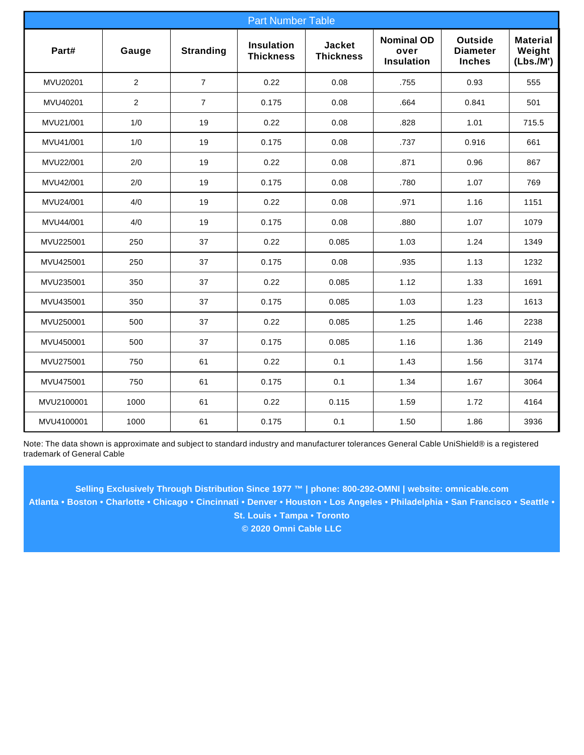## Part Number Table

| Part# | Gauge | Stranding | Insulation Thickness | Jacket Thickness | Nominal OD over Insulation | Outside Diameter Inches | Material Weight (Lbs./M') |
|---|---|---|---|---|---|---|---|
| MVU20201 | 2 | 7 | 0.22 | 0.08 | .755 | 0.93 | 555 |
| MVU40201 | 2 | 7 | 0.175 | 0.08 | .664 | 0.841 | 501 |
| MVU21/001 | 1/0 | 19 | 0.22 | 0.08 | .828 | 1.01 | 715.5 |
| MVU41/001 | 1/0 | 19 | 0.175 | 0.08 | .737 | 0.916 | 661 |
| MVU22/001 | 2/0 | 19 | 0.22 | 0.08 | .871 | 0.96 | 867 |
| MVU42/001 | 2/0 | 19 | 0.175 | 0.08 | .780 | 1.07 | 769 |
| MVU24/001 | 4/0 | 19 | 0.22 | 0.08 | .971 | 1.16 | 1151 |
| MVU44/001 | 4/0 | 19 | 0.175 | 0.08 | .880 | 1.07 | 1079 |
| MVU225001 | 250 | 37 | 0.22 | 0.085 | 1.03 | 1.24 | 1349 |
| MVU425001 | 250 | 37 | 0.175 | 0.08 | .935 | 1.13 | 1232 |
| MVU235001 | 350 | 37 | 0.22 | 0.085 | 1.12 | 1.33 | 1691 |
| MVU435001 | 350 | 37 | 0.175 | 0.085 | 1.03 | 1.23 | 1613 |
| MVU250001 | 500 | 37 | 0.22 | 0.085 | 1.25 | 1.46 | 2238 |
| MVU450001 | 500 | 37 | 0.175 | 0.085 | 1.16 | 1.36 | 2149 |
| MVU275001 | 750 | 61 | 0.22 | 0.1 | 1.43 | 1.56 | 3174 |
| MVU475001 | 750 | 61 | 0.175 | 0.1 | 1.34 | 1.67 | 3064 |
| MVU2100001 | 1000 | 61 | 0.22 | 0.115 | 1.59 | 1.72 | 4164 |
| MVU4100001 | 1000 | 61 | 0.175 | 0.1 | 1.50 | 1.86 | 3936 |

Note: The data shown is approximate and subject to standard industry and manufacturer tolerances General Cable UniShield® is a registered trademark of General Cable

**Selling Exclusively Through Distribution Since 1977 ™ | phone: 800-292-OMNI | website: omnicable.com**
**Atlanta • Boston • Charlotte • Chicago • Cincinnati • Denver • Houston • Los Angeles • Philadelphia • San Francisco • Seattle • St. Louis • Tampa • Toronto**
**© 2020 Omni Cable LLC**